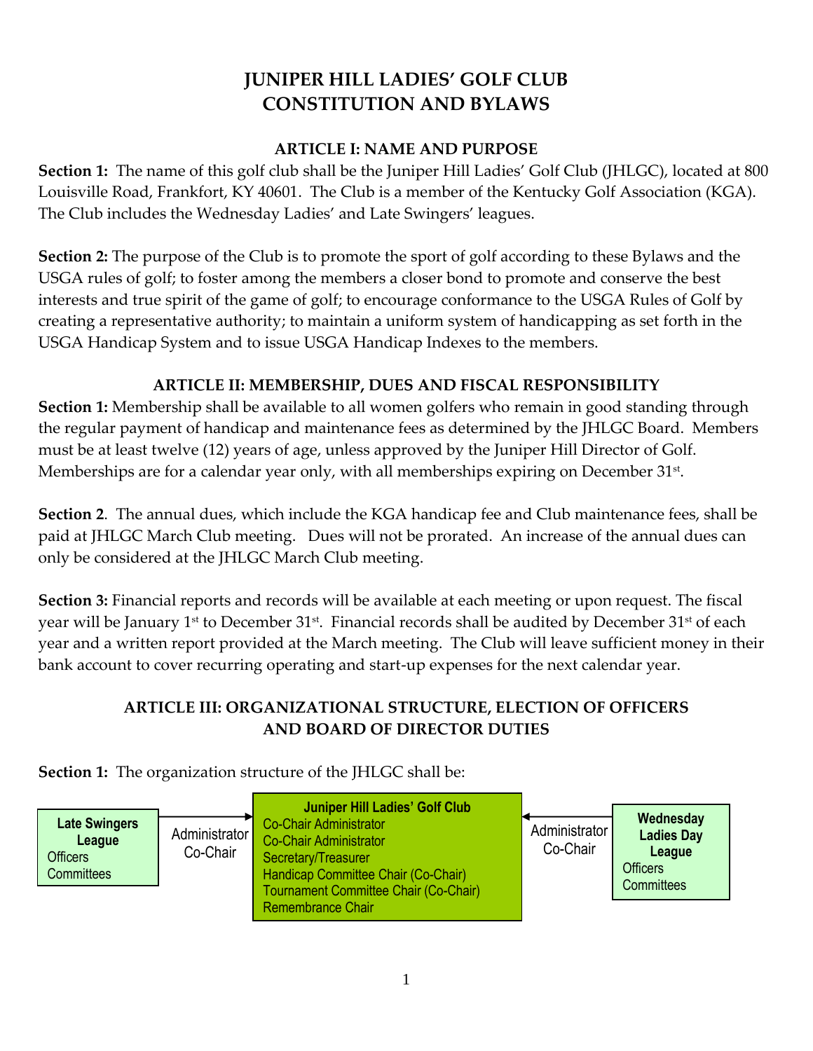# JUNIPER HILL LADIES' GOLF CLUB
# CONSTITUTION AND BYLAWS

## ARTICLE I: NAME AND PURPOSE

**Section 1:** The name of this golf club shall be the Juniper Hill Ladies' Golf Club (JHLGC), located at 800 Louisville Road, Frankfort, KY 40601. The Club is a member of the Kentucky Golf Association (KGA). The Club includes the Wednesday Ladies' and Late Swingers' leagues.

**Section 2:** The purpose of the Club is to promote the sport of golf according to these Bylaws and the USGA rules of golf; to foster among the members a closer bond to promote and conserve the best interests and true spirit of the game of golf; to encourage conformance to the USGA Rules of Golf by creating a representative authority; to maintain a uniform system of handicapping as set forth in the USGA Handicap System and to issue USGA Handicap Indexes to the members.

## ARTICLE II: MEMBERSHIP, DUES AND FISCAL RESPONSIBILITY

**Section 1:** Membership shall be available to all women golfers who remain in good standing through the regular payment of handicap and maintenance fees as determined by the JHLGC Board. Members must be at least twelve (12) years of age, unless approved by the Juniper Hill Director of Golf. Memberships are for a calendar year only, with all memberships expiring on December 31st.

**Section 2**. The annual dues, which include the KGA handicap fee and Club maintenance fees, shall be paid at JHLGC March Club meeting. Dues will not be prorated. An increase of the annual dues can only be considered at the JHLGC March Club meeting.

**Section 3:** Financial reports and records will be available at each meeting or upon request. The fiscal year will be January 1st to December 31st. Financial records shall be audited by December 31st of each year and a written report provided at the March meeting. The Club will leave sufficient money in their bank account to cover recurring operating and start-up expenses for the next calendar year.

## ARTICLE III: ORGANIZATIONAL STRUCTURE, ELECTION OF OFFICERS AND BOARD OF DIRECTOR DUTIES

**Section 1:** The organization structure of the JHLGC shall be:

**Late Swingers League**
- Officers
- Committees

→ Administrator Co-Chair →

**Juniper Hill Ladies' Golf Club**
- Co-Chair Administrator
- Co-Chair Administrator
- Secretary/Treasurer
- Handicap Committee Chair (Co-Chair)
- Tournament Committee Chair (Co-Chair)
- Remembrance Chair

← Administrator Co-Chair ←

**Wednesday Ladies Day League**
- Officers
- Committees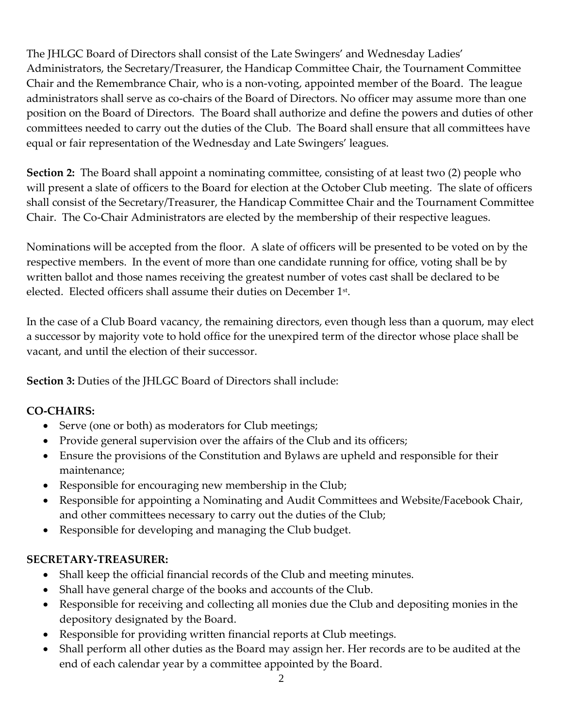The JHLGC Board of Directors shall consist of the Late Swingers' and Wednesday Ladies' Administrators, the Secretary/Treasurer, the Handicap Committee Chair, the Tournament Committee Chair and the Remembrance Chair, who is a non-voting, appointed member of the Board. The league administrators shall serve as co-chairs of the Board of Directors. No officer may assume more than one position on the Board of Directors. The Board shall authorize and define the powers and duties of other committees needed to carry out the duties of the Club. The Board shall ensure that all committees have equal or fair representation of the Wednesday and Late Swingers' leagues.

**Section 2:** The Board shall appoint a nominating committee, consisting of at least two (2) people who will present a slate of officers to the Board for election at the October Club meeting. The slate of officers shall consist of the Secretary/Treasurer, the Handicap Committee Chair and the Tournament Committee Chair. The Co-Chair Administrators are elected by the membership of their respective leagues.

Nominations will be accepted from the floor. A slate of officers will be presented to be voted on by the respective members. In the event of more than one candidate running for office, voting shall be by written ballot and those names receiving the greatest number of votes cast shall be declared to be elected. Elected officers shall assume their duties on December 1st.

In the case of a Club Board vacancy, the remaining directors, even though less than a quorum, may elect a successor by majority vote to hold office for the unexpired term of the director whose place shall be vacant, and until the election of their successor.

**Section 3:** Duties of the JHLGC Board of Directors shall include:

**CO-CHAIRS:**

- Serve (one or both) as moderators for Club meetings;
- Provide general supervision over the affairs of the Club and its officers;
- Ensure the provisions of the Constitution and Bylaws are upheld and responsible for their maintenance;
- Responsible for encouraging new membership in the Club;
- Responsible for appointing a Nominating and Audit Committees and Website/Facebook Chair, and other committees necessary to carry out the duties of the Club;
- Responsible for developing and managing the Club budget.

**SECRETARY-TREASURER:**

- Shall keep the official financial records of the Club and meeting minutes.
- Shall have general charge of the books and accounts of the Club.
- Responsible for receiving and collecting all monies due the Club and depositing monies in the depository designated by the Board.
- Responsible for providing written financial reports at Club meetings.
- Shall perform all other duties as the Board may assign her. Her records are to be audited at the end of each calendar year by a committee appointed by the Board.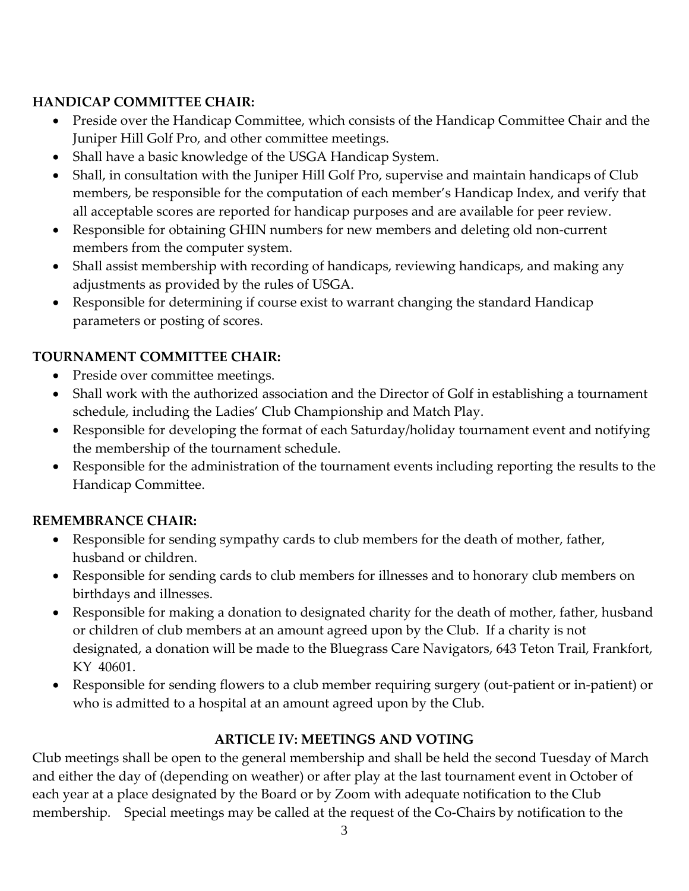**HANDICAP COMMITTEE CHAIR:**

- Preside over the Handicap Committee, which consists of the Handicap Committee Chair and the Juniper Hill Golf Pro, and other committee meetings.
- Shall have a basic knowledge of the USGA Handicap System.
- Shall, in consultation with the Juniper Hill Golf Pro, supervise and maintain handicaps of Club members, be responsible for the computation of each member's Handicap Index, and verify that all acceptable scores are reported for handicap purposes and are available for peer review.
- Responsible for obtaining GHIN numbers for new members and deleting old non-current members from the computer system.
- Shall assist membership with recording of handicaps, reviewing handicaps, and making any adjustments as provided by the rules of USGA.
- Responsible for determining if course exist to warrant changing the standard Handicap parameters or posting of scores.

**TOURNAMENT COMMITTEE CHAIR:**

- Preside over committee meetings.
- Shall work with the authorized association and the Director of Golf in establishing a tournament schedule, including the Ladies' Club Championship and Match Play.
- Responsible for developing the format of each Saturday/holiday tournament event and notifying the membership of the tournament schedule.
- Responsible for the administration of the tournament events including reporting the results to the Handicap Committee.

**REMEMBRANCE CHAIR:**

- Responsible for sending sympathy cards to club members for the death of mother, father, husband or children.
- Responsible for sending cards to club members for illnesses and to honorary club members on birthdays and illnesses.
- Responsible for making a donation to designated charity for the death of mother, father, husband or children of club members at an amount agreed upon by the Club. If a charity is not designated, a donation will be made to the Bluegrass Care Navigators, 643 Teton Trail, Frankfort, KY 40601.
- Responsible for sending flowers to a club member requiring surgery (out-patient or in-patient) or who is admitted to a hospital at an amount agreed upon by the Club.

## ARTICLE IV: MEETINGS AND VOTING

Club meetings shall be open to the general membership and shall be held the second Tuesday of March and either the day of (depending on weather) or after play at the last tournament event in October of each year at a place designated by the Board or by Zoom with adequate notification to the Club membership. Special meetings may be called at the request of the Co-Chairs by notification to the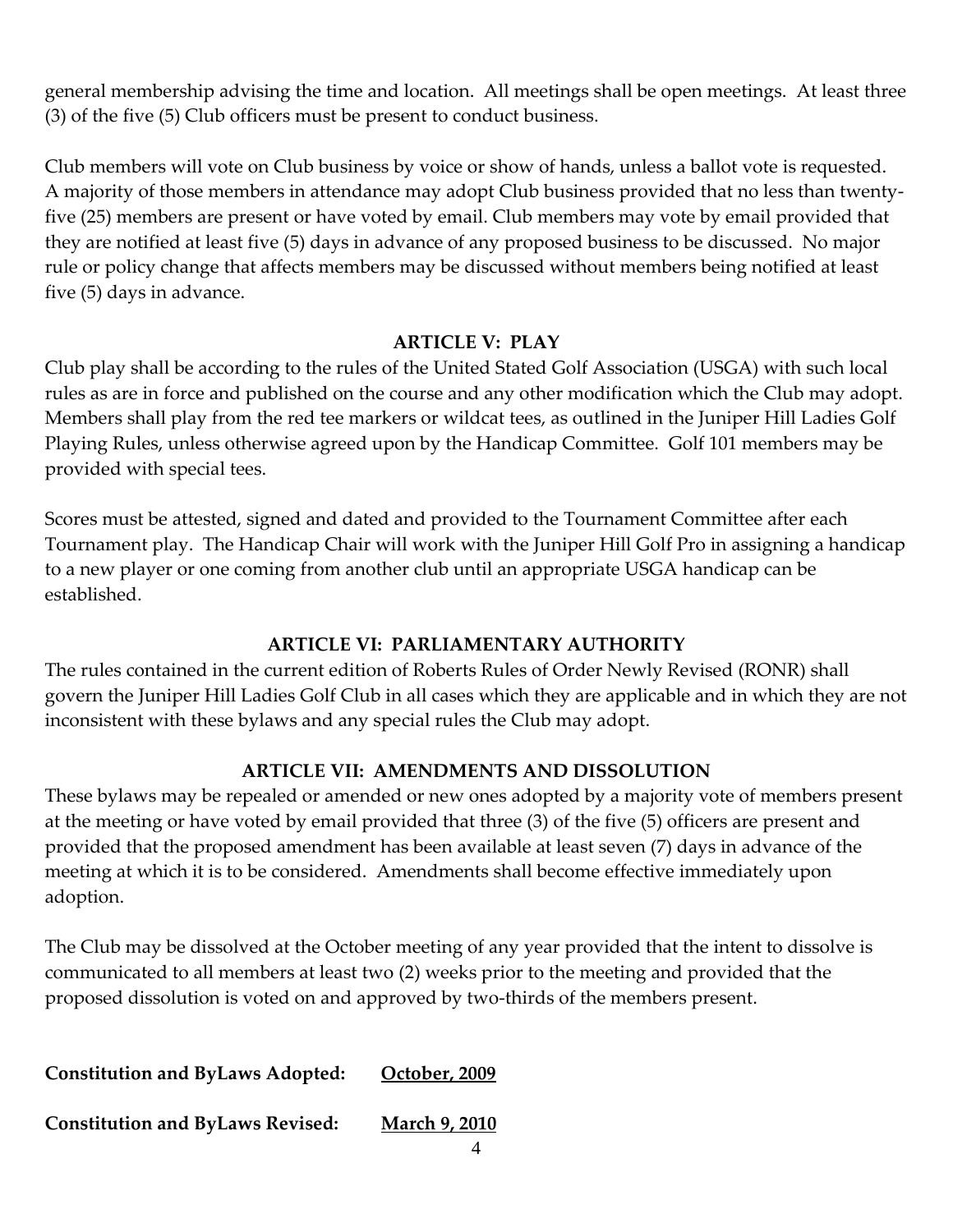general membership advising the time and location. All meetings shall be open meetings. At least three (3) of the five (5) Club officers must be present to conduct business.

Club members will vote on Club business by voice or show of hands, unless a ballot vote is requested. A majority of those members in attendance may adopt Club business provided that no less than twenty-five (25) members are present or have voted by email. Club members may vote by email provided that they are notified at least five (5) days in advance of any proposed business to be discussed. No major rule or policy change that affects members may be discussed without members being notified at least five (5) days in advance.

## ARTICLE V: PLAY

Club play shall be according to the rules of the United Stated Golf Association (USGA) with such local rules as are in force and published on the course and any other modification which the Club may adopt. Members shall play from the red tee markers or wildcat tees, as outlined in the Juniper Hill Ladies Golf Playing Rules, unless otherwise agreed upon by the Handicap Committee. Golf 101 members may be provided with special tees.

Scores must be attested, signed and dated and provided to the Tournament Committee after each Tournament play. The Handicap Chair will work with the Juniper Hill Golf Pro in assigning a handicap to a new player or one coming from another club until an appropriate USGA handicap can be established.

## ARTICLE VI: PARLIAMENTARY AUTHORITY

The rules contained in the current edition of Roberts Rules of Order Newly Revised (RONR) shall govern the Juniper Hill Ladies Golf Club in all cases which they are applicable and in which they are not inconsistent with these bylaws and any special rules the Club may adopt.

## ARTICLE VII: AMENDMENTS AND DISSOLUTION

These bylaws may be repealed or amended or new ones adopted by a majority vote of members present at the meeting or have voted by email provided that three (3) of the five (5) officers are present and provided that the proposed amendment has been available at least seven (7) days in advance of the meeting at which it is to be considered. Amendments shall become effective immediately upon adoption.

The Club may be dissolved at the October meeting of any year provided that the intent to dissolve is communicated to all members at least two (2) weeks prior to the meeting and provided that the proposed dissolution is voted on and approved by two-thirds of the members present.

**Constitution and ByLaws Adopted:** **October, 2009**

**Constitution and ByLaws Revised:** **March 9, 2010**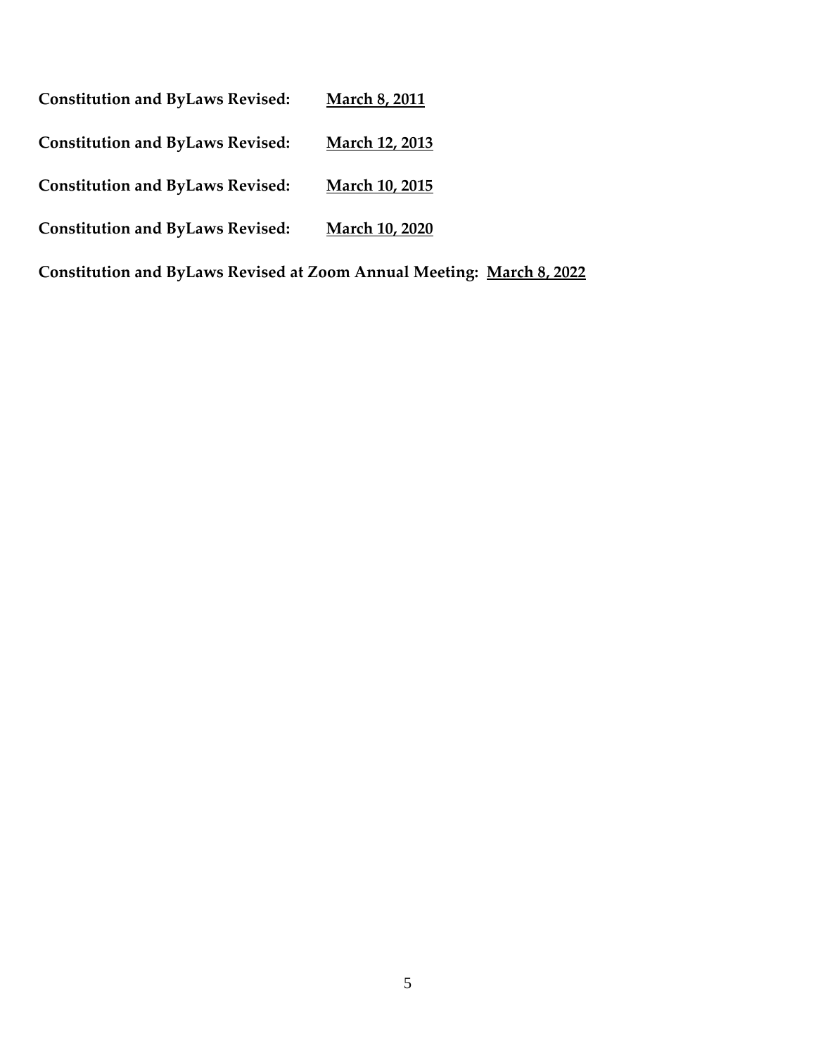**Constitution and ByLaws Revised:** **March 8, 2011**

**Constitution and ByLaws Revised:** **March 12, 2013**

**Constitution and ByLaws Revised:** **March 10, 2015**

**Constitution and ByLaws Revised:** **March 10, 2020**

**Constitution and ByLaws Revised at Zoom Annual Meeting:** **March 8, 2022**